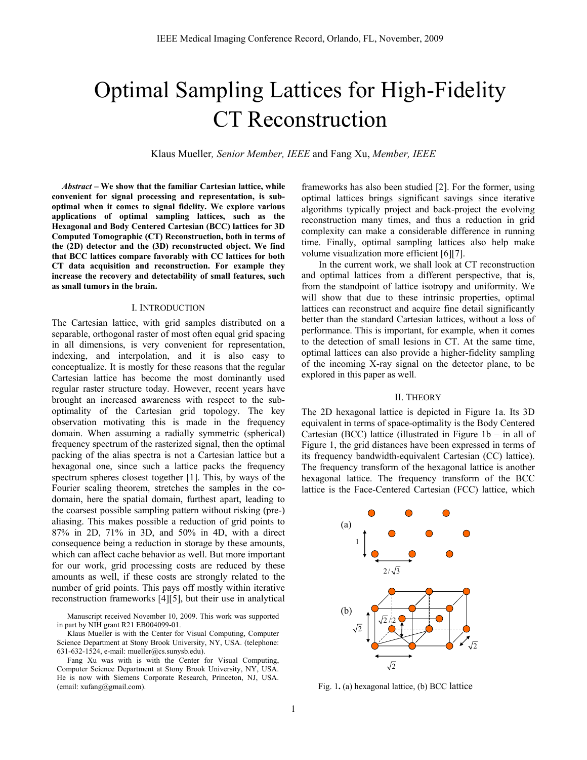# Optimal Sampling Lattices for High-Fidelity CT Reconstruction

Klaus Mueller, *Senior Member, IEEE* and Fang Xu, *Member, IEEE*

***Abstract*** **– We show that the familiar Cartesian lattice, while convenient for signal processing and representation, is sub-optimal when it comes to signal fidelity. We explore various applications of optimal sampling lattices, such as the Hexagonal and Body Centered Cartesian (BCC) lattices for 3D Computed Tomographic (CT) Reconstruction, both in terms of the (2D) detector and the (3D) reconstructed object. We find that BCC lattices compare favorably with CC lattices for both CT data acquisition and reconstruction. For example they increase the recovery and detectability of small features, such as small tumors in the brain.**

## I. Introduction

The Cartesian lattice, with grid samples distributed on a separable, orthogonal raster of most often equal grid spacing in all dimensions, is very convenient for representation, indexing, and interpolation, and it is also easy to conceptualize. It is mostly for these reasons that the regular Cartesian lattice has become the most dominantly used regular raster structure today. However, recent years have brought an increased awareness with respect to the sub-optimality of the Cartesian grid topology. The key observation motivating this is made in the frequency domain. When assuming a radially symmetric (spherical) frequency spectrum of the rasterized signal, then the optimal packing of the alias spectra is not a Cartesian lattice but a hexagonal one, since such a lattice packs the frequency spectrum spheres closest together [1]. This, by ways of the Fourier scaling theorem, stretches the samples in the co-domain, here the spatial domain, furthest apart, leading to the coarsest possible sampling pattern without risking (pre-) aliasing. This makes possible a reduction of grid points to 87% in 2D, 71% in 3D, and 50% in 4D, with a direct consequence being a reduction in storage by these amounts, which can affect cache behavior as well. But more important for our work, grid processing costs are reduced by these amounts as well, if these costs are strongly related to the number of grid points. This pays off mostly within iterative reconstruction frameworks [4][5], but their use in analytical frameworks has also been studied [2]. For the former, using optimal lattices brings significant savings since iterative algorithms typically project and back-project the evolving reconstruction many times, and thus a reduction in grid complexity can make a considerable difference in running time. Finally, optimal sampling lattices also help make volume visualization more efficient [6][7].

In the current work, we shall look at CT reconstruction and optimal lattices from a different perspective, that is, from the standpoint of lattice isotropy and uniformity. We will show that due to these intrinsic properties, optimal lattices can reconstruct and acquire fine detail significantly better than the standard Cartesian lattices, without a loss of performance. This is important, for example, when it comes to the detection of small lesions in CT. At the same time, optimal lattices can also provide a higher-fidelity sampling of the incoming X-ray signal on the detector plane, to be explored in this paper as well.

Manuscript received November 10, 2009. This work was supported in part by NIH grant R21 EB004099-01.

Klaus Mueller is with the Center for Visual Computing, Computer Science Department at Stony Brook University, NY, USA. (telephone: 631-632-1524, e-mail: mueller@cs.sunysb.edu).

Fang Xu was with is with the Center for Visual Computing, Computer Science Department at Stony Brook University, NY, USA. He is now with Siemens Corporate Research, Princeton, NJ, USA. (email: xufang@gmail.com).

## II. Theory

The 2D hexagonal lattice is depicted in Figure 1a. Its 3D equivalent in terms of space-optimality is the Body Centered Cartesian (BCC) lattice (illustrated in Figure 1b – in all of Figure 1, the grid distances have been expressed in terms of its frequency bandwidth-equivalent Cartesian (CC) lattice). The frequency transform of the hexagonal lattice is another hexagonal lattice. The frequency transform of the BCC lattice is the Face-Centered Cartesian (FCC) lattice, which

Fig. 1. (a) hexagonal lattice, (b) BCC lattice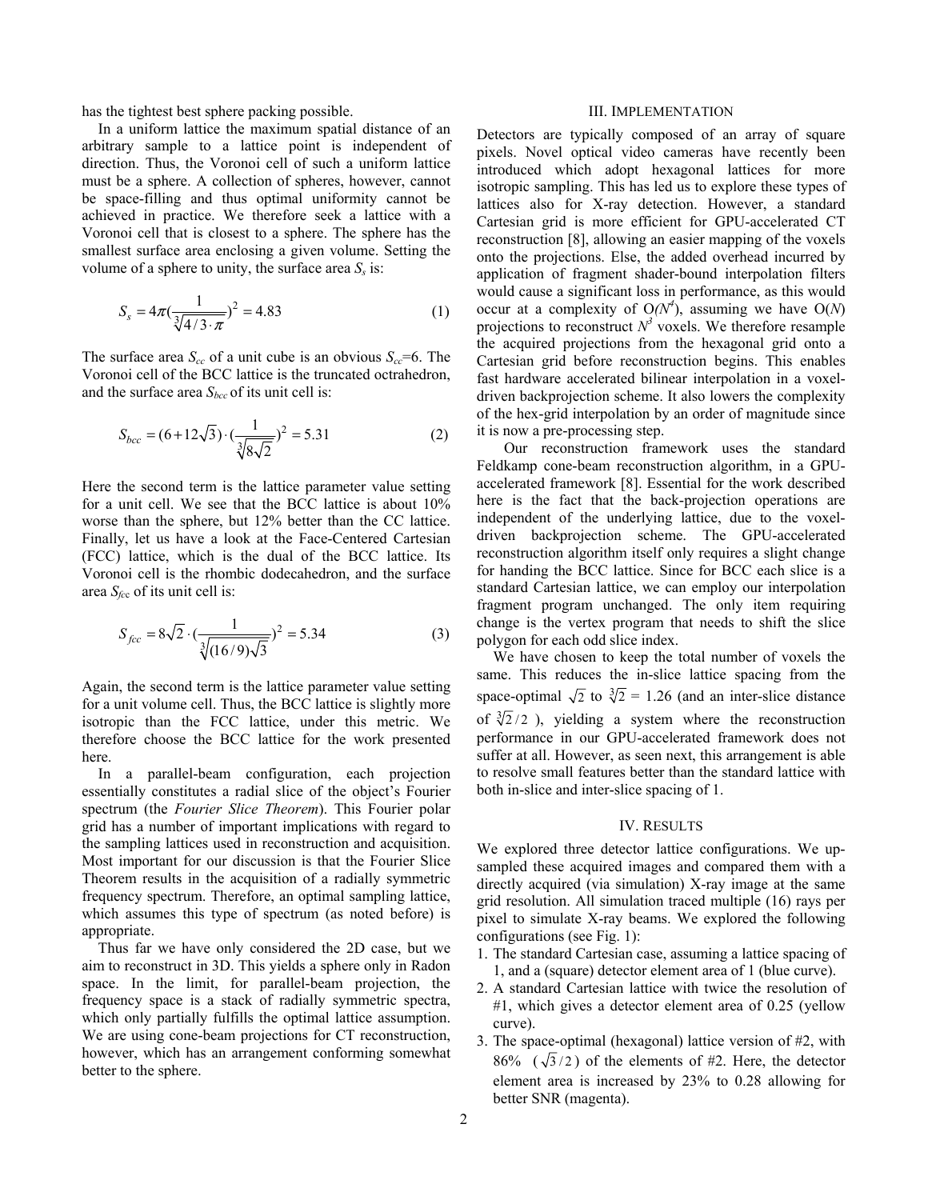has the tightest best sphere packing possible.

In a uniform lattice the maximum spatial distance of an arbitrary sample to a lattice point is independent of direction. Thus, the Voronoi cell of such a uniform lattice must be a sphere. A collection of spheres, however, cannot be space-filling and thus optimal uniformity cannot be achieved in practice. We therefore seek a lattice with a Voronoi cell that is closest to a sphere. The sphere has the smallest surface area enclosing a given volume. Setting the volume of a sphere to unity, the surface area $S_s$ is:

$$S_s = 4\pi\left(\frac{1}{\sqrt[3]{4/3\cdot\pi}}\right)^2 = 4.83 \tag{1}$$

The surface area $S_{cc}$ of a unit cube is an obvious $S_{cc}$=6. The Voronoi cell of the BCC lattice is the truncated octrahedron, and the surface area $S_{bcc}$ of its unit cell is:

$$S_{bcc} = (6+12\sqrt{3})\cdot\left(\frac{1}{\sqrt[3]{8\sqrt{2}}}\right)^2 = 5.31 \tag{2}$$

Here the second term is the lattice parameter value setting for a unit cell. We see that the BCC lattice is about 10% worse than the sphere, but 12% better than the CC lattice. Finally, let us have a look at the Face-Centered Cartesian (FCC) lattice, which is the dual of the BCC lattice. Its Voronoi cell is the rhombic dodecahedron, and the surface area $S_{fcc}$ of its unit cell is:

$$S_{fcc} = 8\sqrt{2}\cdot\left(\frac{1}{\sqrt[3]{(16/9)\sqrt{3}}}\right)^2 = 5.34 \tag{3}$$

Again, the second term is the lattice parameter value setting for a unit volume cell. Thus, the BCC lattice is slightly more isotropic than the FCC lattice, under this metric. We therefore choose the BCC lattice for the work presented here.

In a parallel-beam configuration, each projection essentially constitutes a radial slice of the object's Fourier spectrum (the *Fourier Slice Theorem*). This Fourier polar grid has a number of important implications with regard to the sampling lattices used in reconstruction and acquisition. Most important for our discussion is that the Fourier Slice Theorem results in the acquisition of a radially symmetric frequency spectrum. Therefore, an optimal sampling lattice, which assumes this type of spectrum (as noted before) is appropriate.

Thus far we have only considered the 2D case, but we aim to reconstruct in 3D. This yields a sphere only in Radon space. In the limit, for parallel-beam projection, the frequency space is a stack of radially symmetric spectra, which only partially fulfills the optimal lattice assumption. We are using cone-beam projections for CT reconstruction, however, which has an arrangement conforming somewhat better to the sphere.

## III. Implementation

Detectors are typically composed of an array of square pixels. Novel optical video cameras have recently been introduced which adopt hexagonal lattices for more isotropic sampling. This has led us to explore these types of lattices also for X-ray detection. However, a standard Cartesian grid is more efficient for GPU-accelerated CT reconstruction [8], allowing an easier mapping of the voxels onto the projections. Else, the added overhead incurred by application of fragment shader-bound interpolation filters would cause a significant loss in performance, as this would occur at a complexity of O($N^4$), assuming we have O($N$) projections to reconstruct $N^3$ voxels. We therefore resample the acquired projections from the hexagonal grid onto a Cartesian grid before reconstruction begins. This enables fast hardware accelerated bilinear interpolation in a voxel-driven backprojection scheme. It also lowers the complexity of the hex-grid interpolation by an order of magnitude since it is now a pre-processing step.

Our reconstruction framework uses the standard Feldkamp cone-beam reconstruction algorithm, in a GPU-accelerated framework [8]. Essential for the work described here is the fact that the back-projection operations are independent of the underlying lattice, due to the voxel-driven backprojection scheme. The GPU-accelerated reconstruction algorithm itself only requires a slight change for handing the BCC lattice. Since for BCC each slice is a standard Cartesian lattice, we can employ our interpolation fragment program unchanged. The only item requiring change is the vertex program that needs to shift the slice polygon for each odd slice index.

We have chosen to keep the total number of voxels the same. This reduces the in-slice lattice spacing from the space-optimal $\sqrt{2}$ to $\sqrt[3]{2}$ = 1.26 (and an inter-slice distance of $\sqrt[3]{2}/2$ ), yielding a system where the reconstruction performance in our GPU-accelerated framework does not suffer at all. However, as seen next, this arrangement is able to resolve small features better than the standard lattice with both in-slice and inter-slice spacing of 1.

## IV. Results

We explored three detector lattice configurations. We up-sampled these acquired images and compared them with a directly acquired (via simulation) X-ray image at the same grid resolution. All simulation traced multiple (16) rays per pixel to simulate X-ray beams. We explored the following configurations (see Fig. 1):

1. The standard Cartesian case, assuming a lattice spacing of 1, and a (square) detector element area of 1 (blue curve).
2. A standard Cartesian lattice with twice the resolution of #1, which gives a detector element area of 0.25 (yellow curve).
3. The space-optimal (hexagonal) lattice version of #2, with 86% ( $\sqrt{3}/2$ ) of the elements of #2. Here, the detector element area is increased by 23% to 0.28 allowing for better SNR (magenta).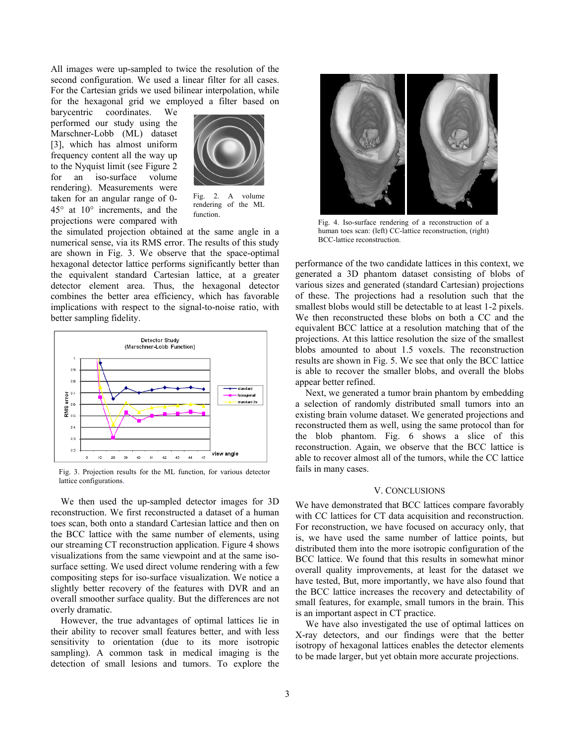All images were up-sampled to twice the resolution of the second configuration. We used a linear filter for all cases. For the Cartesian grids we used bilinear interpolation, while for the hexagonal grid we employed a filter based on barycentric coordinates. We performed our study using the Marschner-Lobb (ML) dataset [3], which has almost uniform frequency content all the way up to the Nyquist limit (see Figure 2 for an iso-surface volume rendering). Measurements were taken for an angular range of 0-45° at 10° increments, and the projections were compared with the simulated projection obtained at the same angle in a numerical sense, via its RMS error. The results of this study are shown in Fig. 3. We observe that the space-optimal hexagonal detector lattice performs significantly better than the equivalent standard Cartesian lattice, at a greater detector element area. Thus, the hexagonal detector combines the better area efficiency, which has favorable implications with respect to the signal-to-noise ratio, with better sampling fidelity.

Fig. 2. A volume rendering of the ML function.

Fig. 3. Projection results for the ML function, for various detector lattice configurations.

We then used the up-sampled detector images for 3D reconstruction. We first reconstructed a dataset of a human toes scan, both onto a standard Cartesian lattice and then on the BCC lattice with the same number of elements, using our streaming CT reconstruction application. Figure 4 shows visualizations from the same viewpoint and at the same iso-surface setting. We used direct volume rendering with a few compositing steps for iso-surface visualization. We notice a slightly better recovery of the features with DVR and an overall smoother surface quality. But the differences are not overly dramatic.

However, the true advantages of optimal lattices lie in their ability to recover small features better, and with less sensitivity to orientation (due to its more isotropic sampling). A common task in medical imaging is the detection of small lesions and tumors. To explore the performance of the two candidate lattices in this context, we generated a 3D phantom dataset consisting of blobs of various sizes and generated (standard Cartesian) projections of these. The projections had a resolution such that the smallest blobs would still be detectable to at least 1-2 pixels. We then reconstructed these blobs on both a CC and the equivalent BCC lattice at a resolution matching that of the projections. At this lattice resolution the size of the smallest blobs amounted to about 1.5 voxels. The reconstruction results are shown in Fig. 5. We see that only the BCC lattice is able to recover the smaller blobs, and overall the blobs appear better refined.

Fig. 4. Iso-surface rendering of a reconstruction of a human toes scan: (left) CC-lattice reconstruction, (right) BCC-lattice reconstruction.

Next, we generated a tumor brain phantom by embedding a selection of randomly distributed small tumors into an existing brain volume dataset. We generated projections and reconstructed them as well, using the same protocol than for the blob phantom. Fig. 6 shows a slice of this reconstruction. Again, we observe that the BCC lattice is able to recover almost all of the tumors, while the CC lattice fails in many cases.

## V. Conclusions

We have demonstrated that BCC lattices compare favorably with CC lattices for CT data acquisition and reconstruction. For reconstruction, we have focused on accuracy only, that is, we have used the same number of lattice points, but distributed them into the more isotropic configuration of the BCC lattice. We found that this results in somewhat minor overall quality improvements, at least for the dataset we have tested, But, more importantly, we have also found that the BCC lattice increases the recovery and detectability of small features, for example, small tumors in the brain. This is an important aspect in CT practice.

We have also investigated the use of optimal lattices on X-ray detectors, and our findings were that the better isotropy of hexagonal lattices enables the detector elements to be made larger, but yet obtain more accurate projections.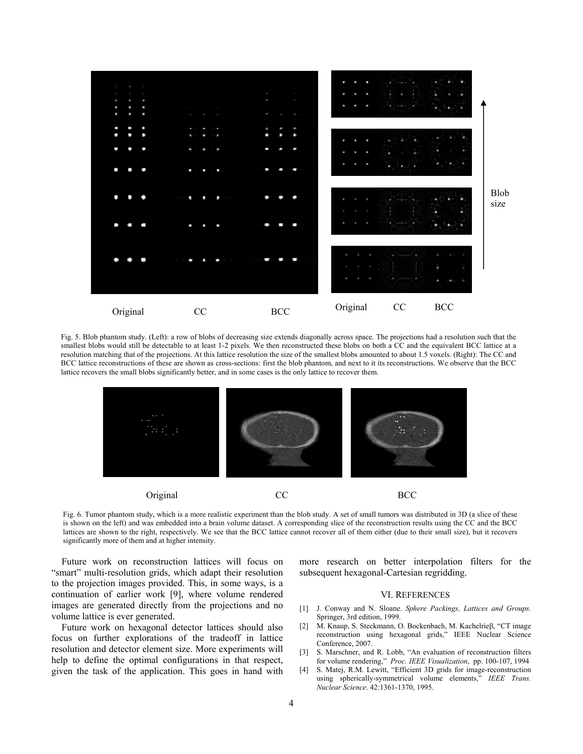Original CC BCC

Original CC BCC

Blob size

Fig. 5. Blob phantom study. (Left): a row of blobs of decreasing size extends diagonally across space. The projections had a resolution such that the smallest blobs would still be detectable to at least 1-2 pixels. We then reconstructed these blobs on both a CC and the equivalent BCC lattice at a resolution matching that of the projections. At this lattice resolution the size of the smallest blobs amounted to about 1.5 voxels. (Right): The CC and BCC lattice reconstructions of these are shown as cross-sections: first the blob phantom, and next to it its reconstructions. We observe that the BCC lattice recovers the small blobs significantly better, and in some cases is the only lattice to recover them.

Original CC BCC

Fig. 6. Tumor phantom study, which is a more realistic experiment than the blob study. A set of small tumors was distributed in 3D (a slice of these is shown on the left) and was embedded into a brain volume dataset. A corresponding slice of the reconstruction results using the CC and the BCC lattices are shown to the right, respectively. We see that the BCC lattice cannot recover all of them either (due to their small size), but it recovers significantly more of them and at higher intensity.

Future work on reconstruction lattices will focus on "smart" multi-resolution grids, which adapt their resolution to the projection images provided. This, in some ways, is a continuation of earlier work [9], where volume rendered images are generated directly from the projections and no volume lattice is ever generated.

Future work on hexagonal detector lattices should also focus on further explorations of the tradeoff in lattice resolution and detector element size. More experiments will help to define the optimal configurations in that respect, given the task of the application. This goes in hand with more research on better interpolation filters for the subsequent hexagonal-Cartesian regridding.

## VI. References

[1] J. Conway and N. Sloane. *Sphere Packings, Lattices and Groups.* Springer, 3rd edition, 1999.

[2] M. Knaup, S. Steckmann, O. Bockenbach, M. Kachelrieβ, "CT image reconstruction using hexagonal grids," IEEE Nuclear Science Conference, 2007.

[3] S. Marschner, and R. Lobb, "An evaluation of reconstruction filters for volume rendering," *Proc. IEEE Visualization*, pp. 100-107, 1994

[4] S. Matej, R.M. Lewitt, "Efficient 3D grids for image-reconstruction using spherically-symmetrical volume elements," *IEEE Trans. Nuclear Science*. 42:1361-1370, 1995.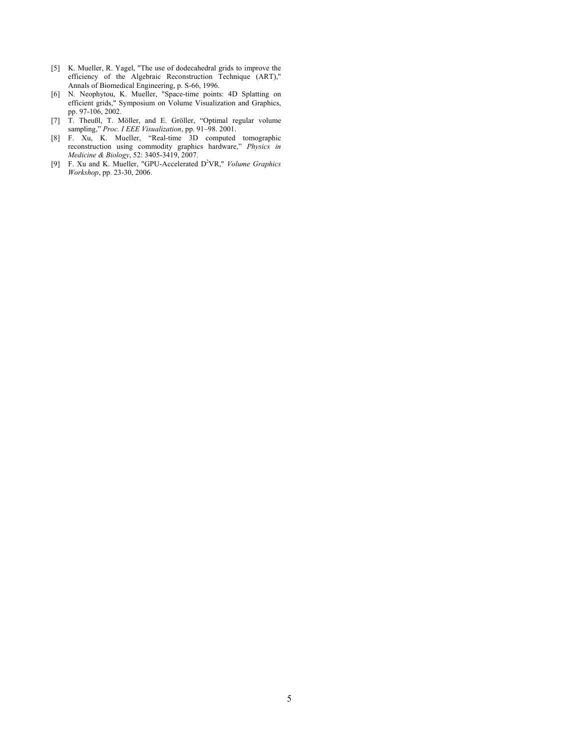[5] K. Mueller, R. Yagel, "The use of dodecahedral grids to improve the efficiency of the Algebraic Reconstruction Technique (ART)," Annals of Biomedical Engineering, p. S-66, 1996.

[6] N. Neophytou, K. Mueller, "Space-time points: 4D Splatting on efficient grids," Symposium on Volume Visualization and Graphics, pp. 97-106, 2002.

[7] T. Theußl, T. Möller, and E. Gröller, "Optimal regular volume sampling," *Proc. I EEE Visualization*, pp. 91–98. 2001.

[8] F. Xu, K. Mueller, "Real-time 3D computed tomographic reconstruction using commodity graphics hardware," *Physics in Medicine & Biology*, 52: 3405-3419, 2007.

[9] F. Xu and K. Mueller, "GPU-Accelerated $D^2$VR," *Volume Graphics Workshop*, pp. 23-30, 2006.